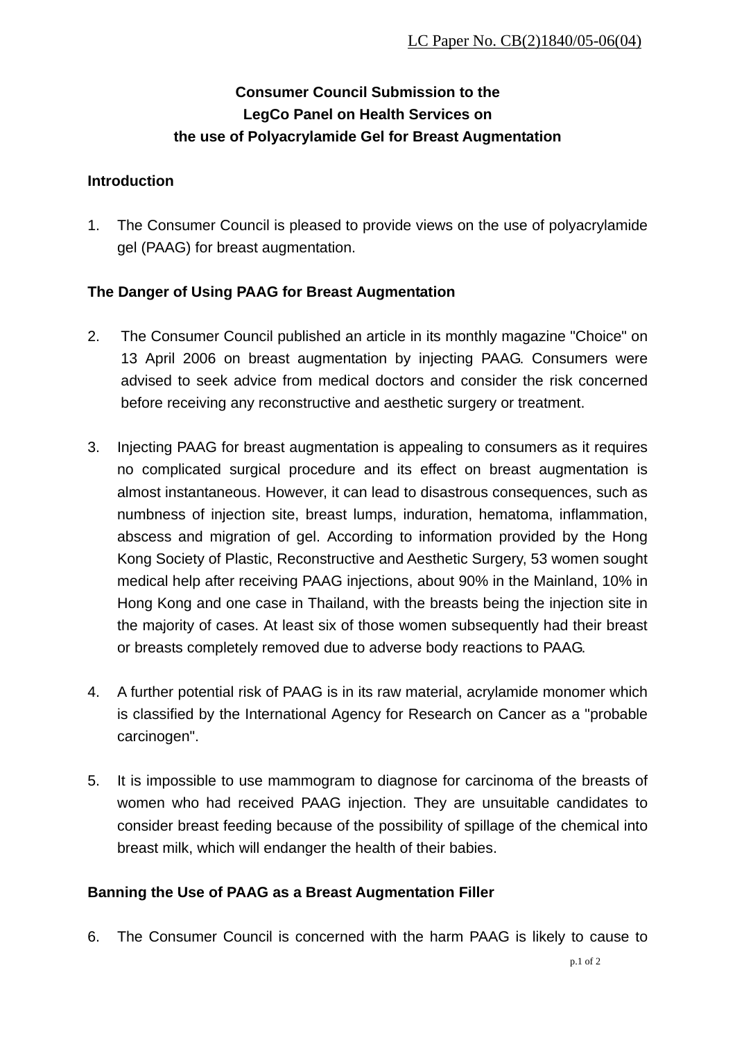LC Paper No. CB(2)1840/05-06(04)

# Consumer Council Submission to the LegCo Panel on Health Services on the use of Polyacrylamide Gel for Breast Augmentation

## Introduction

1. The Consumer Council is pleased to provide views on the use of polyacrylamide gel (PAAG) for breast augmentation.

## The Danger of Using PAAG for Breast Augmentation

2. The Consumer Council published an article in its monthly magazine "Choice" on 13 April 2006 on breast augmentation by injecting PAAG. Consumers were advised to seek advice from medical doctors and consider the risk concerned before receiving any reconstructive and aesthetic surgery or treatment.

3. Injecting PAAG for breast augmentation is appealing to consumers as it requires no complicated surgical procedure and its effect on breast augmentation is almost instantaneous. However, it can lead to disastrous consequences, such as numbness of injection site, breast lumps, induration, hematoma, inflammation, abscess and migration of gel. According to information provided by the Hong Kong Society of Plastic, Reconstructive and Aesthetic Surgery, 53 women sought medical help after receiving PAAG injections, about 90% in the Mainland, 10% in Hong Kong and one case in Thailand, with the breasts being the injection site in the majority of cases. At least six of those women subsequently had their breast or breasts completely removed due to adverse body reactions to PAAG.

4. A further potential risk of PAAG is in its raw material, acrylamide monomer which is classified by the International Agency for Research on Cancer as a "probable carcinogen".

5. It is impossible to use mammogram to diagnose for carcinoma of the breasts of women who had received PAAG injection. They are unsuitable candidates to consider breast feeding because of the possibility of spillage of the chemical into breast milk, which will endanger the health of their babies.

## Banning the Use of PAAG as a Breast Augmentation Filler

6. The Consumer Council is concerned with the harm PAAG is likely to cause to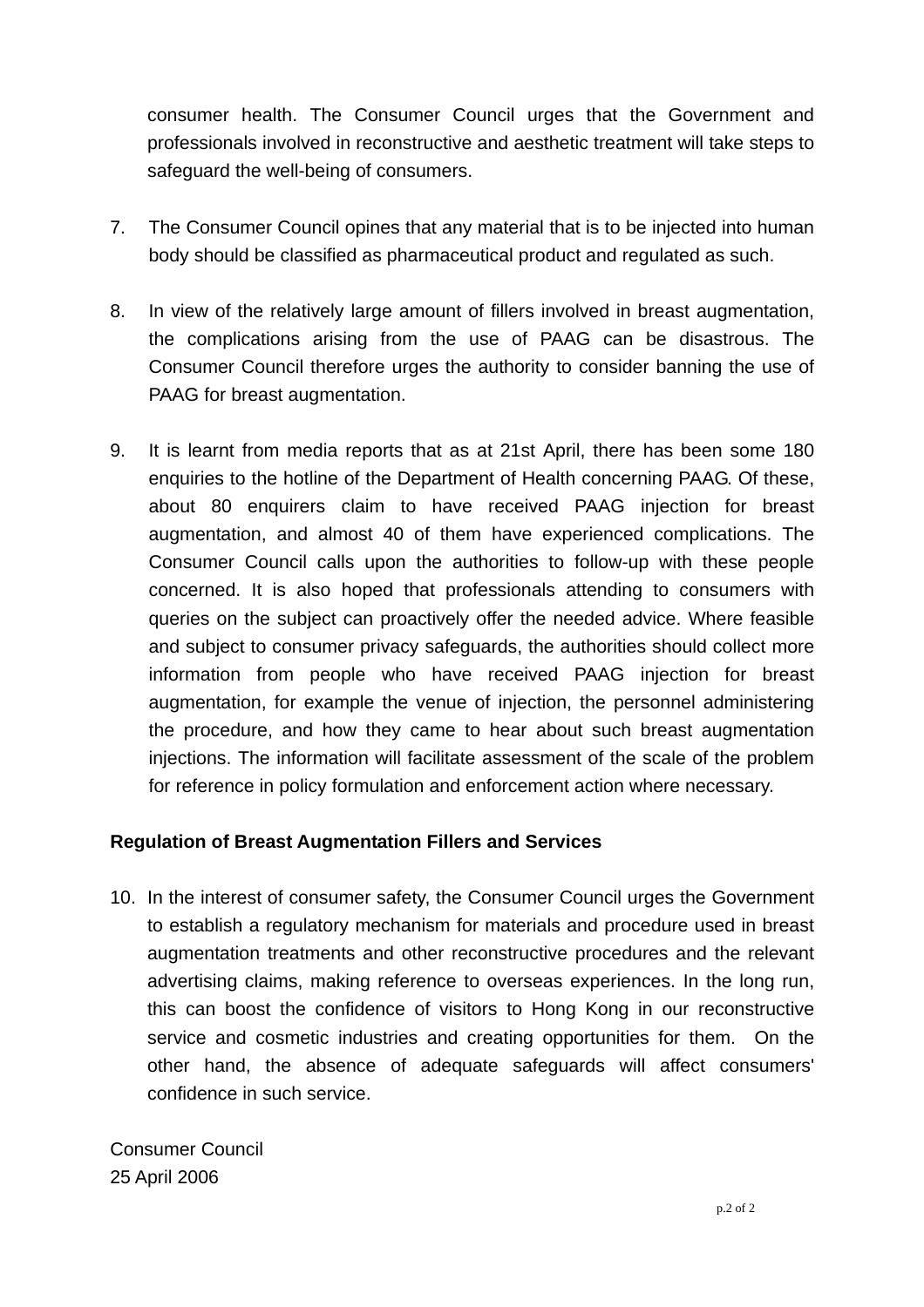consumer health. The Consumer Council urges that the Government and professionals involved in reconstructive and aesthetic treatment will take steps to safeguard the well-being of consumers.

7. The Consumer Council opines that any material that is to be injected into human body should be classified as pharmaceutical product and regulated as such.

8. In view of the relatively large amount of fillers involved in breast augmentation, the complications arising from the use of PAAG can be disastrous. The Consumer Council therefore urges the authority to consider banning the use of PAAG for breast augmentation.

9. It is learnt from media reports that as at 21st April, there has been some 180 enquiries to the hotline of the Department of Health concerning PAAG. Of these, about 80 enquirers claim to have received PAAG injection for breast augmentation, and almost 40 of them have experienced complications. The Consumer Council calls upon the authorities to follow-up with these people concerned. It is also hoped that professionals attending to consumers with queries on the subject can proactively offer the needed advice. Where feasible and subject to consumer privacy safeguards, the authorities should collect more information from people who have received PAAG injection for breast augmentation, for example the venue of injection, the personnel administering the procedure, and how they came to hear about such breast augmentation injections. The information will facilitate assessment of the scale of the problem for reference in policy formulation and enforcement action where necessary.

**Regulation of Breast Augmentation Fillers and Services**

10. In the interest of consumer safety, the Consumer Council urges the Government to establish a regulatory mechanism for materials and procedure used in breast augmentation treatments and other reconstructive procedures and the relevant advertising claims, making reference to overseas experiences. In the long run, this can boost the confidence of visitors to Hong Kong in our reconstructive service and cosmetic industries and creating opportunities for them. On the other hand, the absence of adequate safeguards will affect consumers' confidence in such service.

Consumer Council
25 April 2006